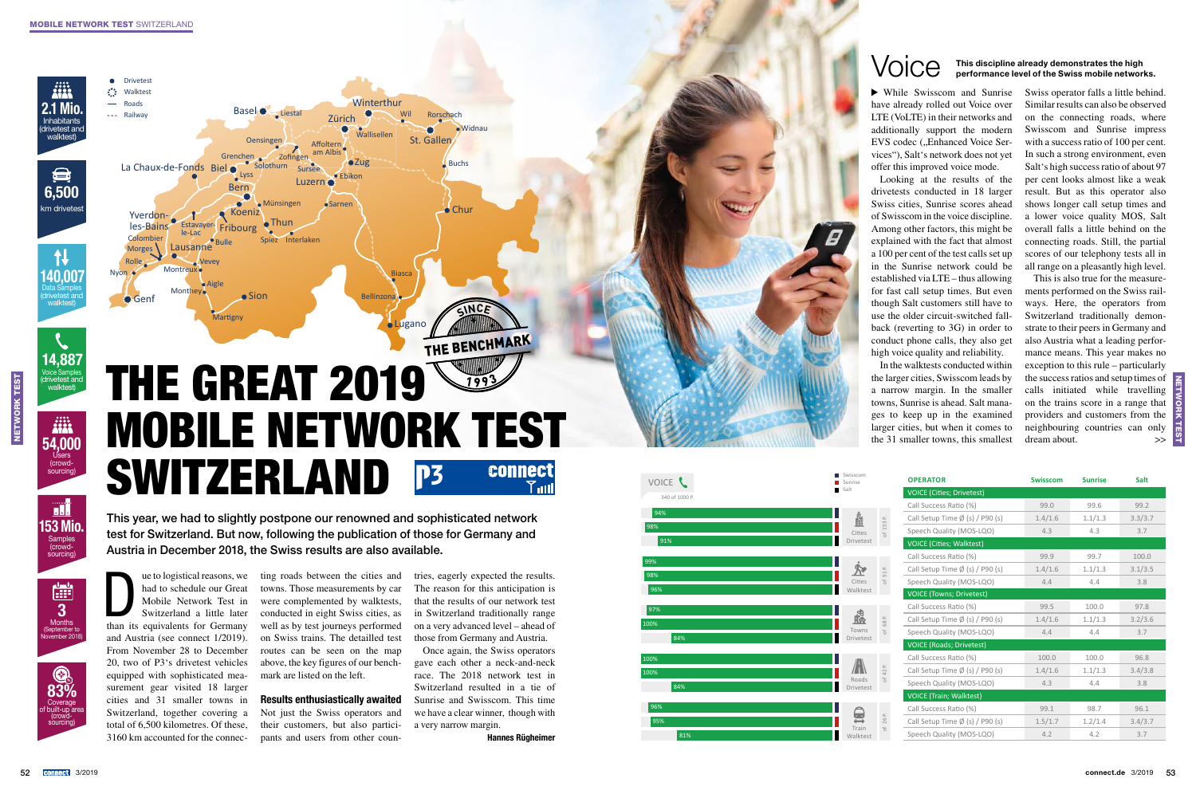# THE GREAT 2019 MOBILE NETWORK TEST SWITZERLAND

**This year, we had to slightly postpone our renowned and sophisticated network test for Switzerland. But now, following the publication of those for Germany and Austria in December 2018, the Swiss results are also available.**

- **2.1 Mio.** Inhabitants (drivetest and walktest)
- **6,500** km drivetest
- **140,007** Data Samples (drivetest and walktest)
- **14,887** Voice Samples (drivetest and walktest)
- **54,000** Users (crowd-sourcing)
- **153 Mio.** Samples (crowd-sourcing)
- **3** Months (September to November 2018)
- **83%** Coverage of built-up area (crowd-sourcing)

Due to logistical reasons, we had to schedule our Great Mobile Network Test in Switzerland a little later than its equivalents for Germany and Austria (see connect 1/2019). From November 28 to December 20, two of P3's drivetest vehicles equipped with sophisticated measurement gear visited 18 larger cities and 31 smaller towns in Switzerland, together covering a total of 6,500 kilometres. Of these, 3160 km accounted for the connecting roads between the cities and towns. Those measurements by car were complemented by walktests, conducted in eight Swiss cities, as well as by test journeys performed on Swiss trains. The detailled test routes can be seen on the map above, the key figures of our benchmark are listed on the left.

### Results enthusiastically awaited

Not just the Swiss operators and their customers, but also participants and users from other countries, eagerly expected the results. The reason for this anticipation is that the results of our network test in Switzerland traditionally range on a very advanced level – ahead of those from Germany and Austria.

Once again, the Swiss operators gave each other a neck-and-neck race. The 2018 network test in Switzerland resulted in a tie of Sunrise and Swisscom. This time we have a clear winner, though with a very narrow margin.

**Hannes Rügheimer**

## Voice

**This discipline already demonstrates the high performance level of the Swiss mobile networks.**

▶ While Swisscom and Sunrise have already rolled out Voice over LTE (VoLTE) in their networks and additionally support the modern EVS codec („Enhanced Voice Services"), Salt's network does not yet offer this improved voice mode.

Looking at the results of the drivetests conducted in 18 larger Swiss cities, Sunrise scores ahead of Swisscom in the voice discipline. Among other factors, this might be explained with the fact that almost a 100 per cent of the test calls set up in the Sunrise network could be established via LTE – thus allowing for fast call setup times. But even though Salt customers still have to use the older circuit-switched fallback (reverting to 3G) in order to conduct phone calls, they also get high voice quality and reliability.

In the walktests conducted within the larger cities, Swisscom leads by a narrow margin. In the smaller towns, Sunrise is ahead. Salt manages to keep up in the examined larger cities, but when it comes to the 31 smaller towns, this smallest Swiss operator falls a little behind. Similar results can also be observed on the connecting roads, where Swisscom and Sunrise impress with a success ratio of 100 per cent. In such a strong environment, even Salt's high success ratio of about 97 per cent looks almost like a weak result. But as this operator also shows longer call setup times and a lower voice quality MOS, Salt overall falls a little behind on the connecting roads. Still, the partial scores of our telephony tests all in all range on a pleasantly high level.

This is also true for the measurements performed on the Swiss railways. Here, the operators from Switzerland traditionally demonstrate to their peers in Germany and also Austria what a leading performance means. This year makes no exception to this rule – particularly the success ratios and setup times of calls initiated while travelling on the trains score in a range that providers and customers from the neighbouring countries can only dream about. >>

VOICE (340 of 1000 P.)

| Category | Swisscom | Sunrise | Salt | Max points |
|---|---|---|---|---|
| Cities Drivetest | 94% | 98% | 91% | of 153 P. |
| Cities Walktest | 99% | 98% | 96% | of 51 P. |
| Towns Drivetest | 97% | 100% | 84% | of 68 P. |
| Roads Drivetest | 100% | 100% | 84% | of 42 P. |
| Train Walktest | 96% | 95% | 81% | of 26 P. |

| OPERATOR | Swisscom | Sunrise | Salt |
|---|---|---|---|
| **VOICE (Cities; Drivetest)** | | | |
| Call Success Ratio (%) | 99.0 | 99.6 | 99.2 |
| Call Setup Time Ø (s) / P90 (s) | 1.4/1.6 | 1.1/1.3 | 3.3/3.7 |
| Speech Quality (MOS-LQO) | 4.3 | 4.3 | 3.7 |
| **VOICE (Cities; Walktest)** | | | |
| Call Success Ratio (%) | 99.9 | 99.7 | 100.0 |
| Call Setup Time Ø (s) / P90 (s) | 1.4/1.6 | 1.1/1.3 | 3.1/3.5 |
| Speech Quality (MOS-LQO) | 4.4 | 4.4 | 3.8 |
| **VOICE (Towns; Drivetest)** | | | |
| Call Success Ratio (%) | 99.5 | 100.0 | 97.8 |
| Call Setup Time Ø (s) / P90 (s) | 1.4/1.6 | 1.1/1.3 | 3.2/3.6 |
| Speech Quality (MOS-LQO) | 4.4 | 4.4 | 3.7 |
| **VOICE (Roads; Drivetest)** | | | |
| Call Success Ratio (%) | 100.0 | 100.0 | 96.8 |
| Call Setup Time Ø (s) / P90 (s) | 1.4/1.6 | 1.1/1.3 | 3.4/3.8 |
| Speech Quality (MOS-LQO) | 4.3 | 4.4 | 3.8 |
| **VOICE (Train; Walktest)** | | | |
| Call Success Ratio (%) | 99.1 | 98.7 | 96.1 |
| Call Setup Time Ø (s) / P90 (s) | 1.5/1.7 | 1.2/1.4 | 3.4/3.7 |
| Speech Quality (MOS-LQO) | 4.2 | 4.2 | 3.7 |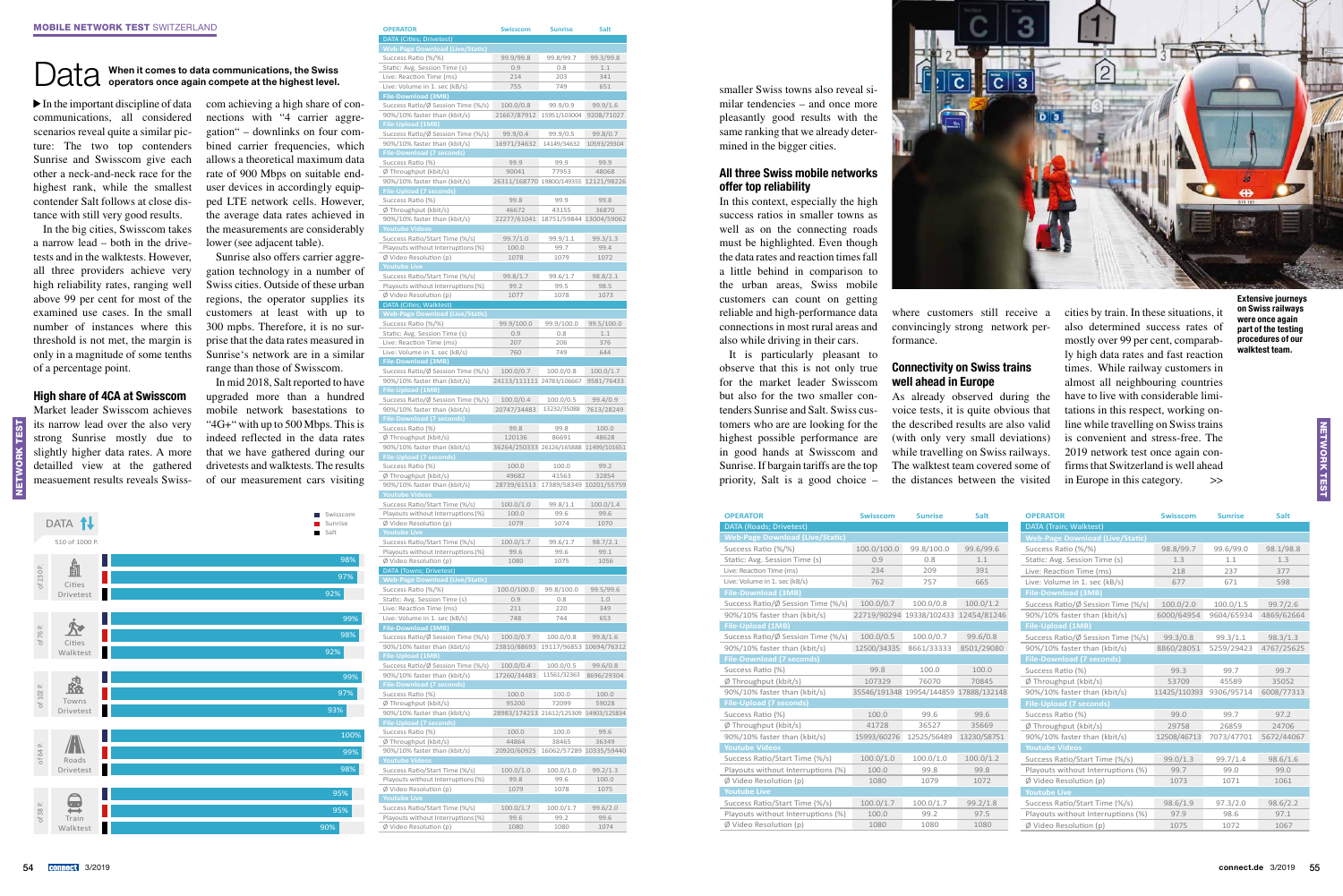# Data

**When it comes to data communications, the Swiss operators once again compete at the highest level.**

▶ In the important discipline of data communications, all considered scenarios reveal quite a similar picture: The two top contenders Sunrise and Swisscom give each other a neck-and-neck race for the highest rank, while the smallest contender Salt follows at close distance with still very good results.

In the big cities, Swisscom takes a narrow lead – both in the drivetests and in the walktests. However, all three providers achieve very high reliability rates, ranging well above 99 per cent for most of the examined use cases. In the small number of instances where this threshold is not met, the margin is only in a magnitude of some tenths of a percentage point.

### High share of 4CA at Swisscom

Market leader Swisscom achieves its narrow lead over the also very strong Sunrise mostly due to slightly higher data rates. A more detailled view at the gathered measurement results reveals Swisscom achieving a high share of connections with "4 carrier aggregation" – downlinks on four combined carrier frequencies, which allows a theoretical maximum data rate of 900 Mbps on suitable end-user devices in accordingly equipped LTE network cells. However, the average data rates achieved in the measurements are considerably lower (see adjacent table).

Sunrise also offers carrier aggregation technology in a number of Swiss cities. Outside of these urban regions, the operator supplies its customers at least with up to 300 mpbs. Therefore, it is no surprise that the data rates measured in Sunrise's network are in a similar range than those of Swisscom.

In mid 2018, Salt reported to have upgraded more than a hundred mobile network basestations to "4G+" with up to 500 Mbps. This is indeed reflected in the data rates that we have gathered during our drivetests and walktests. The results of our measurement cars visiting smaller Swiss towns also reveal similar tendencies – and once more pleasantly good results with the same ranking that we already determined in the bigger cities.

### All three Swiss mobile networks offer top reliability

In this context, especially the high success ratios in smaller towns as well as on the connecting roads must be highlighted. Even though the data rates and reaction times fall a little behind in comparison to the urban areas, Swiss mobile customers can count on getting reliable and high-performance data connections in most rural areas and also while driving in their cars.

It is particularly pleasant to observe that this is not only true for the market leader Swisscom but also for the two smaller contenders Sunrise and Salt. Swiss customers who are are looking for the highest possible performance are in good hands at Swisscom and Sunrise. If bargain tariffs are the top priority, Salt is a good choice – where customers still receive a convincingly strong network performance.

### Connectivity on Swiss trains well ahead in Europe

As already observed during the voice tests, it is quite obvious that the described results are also valid (with only very small deviations) while travelling on Swiss railways. The walktest team covered some of the distances between the visited cities by train. In these situations, it also determined success rates of mostly over 99 per cent, comparably high data rates and fast reaction times. While railway customers in almost all neighbouring countries have to live with considerable limitations in this respect, working online while travelling on Swiss trains is convenient and stress-free. The 2019 network test once again confirms that Switzerland is well ahead in Europe in this category. >>

**Extensive journeys on Swiss railways were once again part of the testing procedures of our walktest team.**

DATA – 510 of 1000 P.

| Category | Points | Swisscom | Sunrise | Salt |
|---|---|---|---|---|
| Cities Drivetest | of 230 P. | 98% | 97% | 92% |
| Cities Walktest | of 76 P. | 99% | 98% | 92% |
| Towns Drivetest | of 102 P. | 99% | 97% | 93% |
| Roads Drivetest | of 64 P. | 100% | 99% | 98% |
| Train Walktest | of 38 P. | 95% | 95% | 90% |

| OPERATOR | Swisscom | Sunrise | Salt |
|---|---|---|---|
| **DATA (Cities; Drivetest)** | | | |
| *Web-Page Download (Live/Static)* | | | |
| Success Ratio (%/%) | 99.9/99.8 | 99.8/99.7 | 99.3/99.8 |
| Static: Avg. Session Time (s) | 0.9 | 0.8 | 1.1 |
| Live: Reaction Time (ms) | 214 | 203 | 341 |
| Live: Volume in 1. sec (kB/s) | 755 | 749 | 651 |
| *File-Download (3MB)* | | | |
| Success Ratio/Ø Session Time (%/s) | 100.0/0.8 | 99.9/0.9 | 99.9/1.6 |
| 90%/10% faster than (kbit/s) | 21667/87912 | 15951/103004 | 9208/71027 |
| *File-Upload (1MB)* | | | |
| Success Ratio/Ø Session Time (%/s) | 99.9/0.4 | 99.9/0.5 | 99.8/0.7 |
| 90%/10% faster than (kbit/s) | 16971/34632 | 14149/34632 | 10593/29304 |
| *File-Download (7 seconds)* | | | |
| Success Ratio (%) | 99.9 | 99.9 | 99.9 |
| Ø Throughput (kbit/s) | 90041 | 77953 | 48068 |
| 90%/10% faster than (kbit/s) | 26311/168770 | 19800/149355 | 12121/98226 |
| *File-Upload (7 seconds)* | | | |
| Success Ratio (%) | 99.8 | 99.9 | 99.8 |
| Ø Throughput (kbit/s) | 46672 | 43155 | 36870 |
| 90%/10% faster than (kbit/s) | 22277/61041 | 18751/59844 | 13004/59062 |
| *Youtube Videos* | | | |
| Success Ratio/Start Time (%/s) | 99.7/1.0 | 99.9/1.1 | 99.3/1.3 |
| Playouts without Interruptions (%) | 100.0 | 99.7 | 99.4 |
| Ø Video Resolution (p) | 1078 | 1079 | 1072 |
| *Youtube Live* | | | |
| Success Ratio/Start Time (%/s) | 99.8/1.7 | 99.6/1.7 | 98.8/2.1 |
| Playouts without Interruptions (%) | 99.2 | 99.5 | 98.5 |
| Ø Video Resolution (p) | 1077 | 1078 | 1073 |
| **DATA (Cities; Walktest)** | | | |
| *Web-Page Download (Live/Static)* | | | |
| Success Ratio (%/%) | 99.9/100.0 | 99.9/100.0 | 99.5/100.0 |
| Static: Avg. Session Time (s) | 0.9 | 0.8 | 1.1 |
| Live: Reaction Time (ms) | 207 | 206 | 376 |
| Live: Volume in 1. sec (kB/s) | 760 | 749 | 644 |
| *File-Download (3MB)* | | | |
| Success Ratio/Ø Session Time (%/s) | 100.0/0.7 | 100.0/0.8 | 100.0/1.7 |
| 90%/10% faster than (kbit/s) | 24113/111111 | 24783/106667 | 9581/76433 |
| *File-Upload (1MB)* | | | |
| Success Ratio/Ø Session Time (%/s) | 100.0/0.4 | 100.0/0.5 | 99.4/0.9 |
| 90%/10% faster than (kbit/s) | 20747/34483 | 13232/35088 | 7613/28249 |
| *File-Download (7 seconds)* | | | |
| Success Ratio (%) | 99.8 | 99.8 | 100.0 |
| Ø Throughput (kbit/s) | 120136 | 86691 | 48628 |
| 90%/10% faster than (kbit/s) | 36264/250333 | 26126/165888 | 11499/101651 |
| *File-Upload (7 seconds)* | | | |
| Success Ratio (%) | 100.0 | 100.0 | 99.2 |
| Ø Throughput (kbit/s) | 49682 | 41563 | 32854 |
| 90%/10% faster than (kbit/s) | 28739/61513 | 17389/58349 | 10201/55759 |
| *Youtube Videos* | | | |
| Success Ratio/Start Time (%/s) | 100.0/1.0 | 99.8/1.1 | 100.0/1.4 |
| Playouts without Interruptions (%) | 100.0 | 99.6 | 99.6 |
| Ø Video Resolution (p) | 1079 | 1074 | 1070 |
| *Youtube Live* | | | |
| Success Ratio/Start Time (%/s) | 100.0/1.7 | 99.6/1.7 | 98.7/2.1 |
| Playouts without Interruptions (%) | 99.6 | 99.6 | 99.1 |
| Ø Video Resolution (p) | 1080 | 1075 | 1056 |
| **DATA (Towns; Drivetest)** | | | |
| *Web-Page Download (Live/Static)* | | | |
| Success Ratio (%/%) | 100.0/100.0 | 99.8/100.0 | 99.5/99.6 |
| Static: Avg. Session Time (s) | 0.9 | 0.8 | 1.0 |
| Live: Reaction Time (ms) | 211 | 220 | 349 |
| Live: Volume in 1. sec (kB/s) | 748 | 744 | 653 |
| *File-Download (3MB)* | | | |
| Success Ratio/Ø Session Time (%/s) | 100.0/0.7 | 100.0/0.8 | 99.8/1.6 |
| 90%/10% faster than (kbit/s) | 23810/88693 | 19117/96853 | 10694/76312 |
| *File-Upload (1MB)* | | | |
| Success Ratio/Ø Session Time (%/s) | 100.0/0.4 | 100.0/0.5 | 99.6/0.8 |
| 90%/10% faster than (kbit/s) | 17260/34483 | 11561/32363 | 8696/29304 |
| *File-Download (7 seconds)* | | | |
| Success Ratio (%) | 100.0 | 100.0 | 100.0 |
| Ø Throughput (kbit/s) | 95200 | 72099 | 59028 |
| 90%/10% faster than (kbit/s) | 28983/174213 | 21612/125309 | 14903/125834 |
| *File-Upload (7 seconds)* | | | |
| Success Ratio (%) | 100.0 | 100.0 | 99.6 |
| Ø Throughput (kbit/s) | 44864 | 38465 | 36349 |
| 90%/10% faster than (kbit/s) | 20920/60925 | 16062/57289 | 10335/59440 |
| *Youtube Videos* | | | |
| Success Ratio/Start Time (%/s) | 100.0/1.0 | 100.0/1.0 | 99.2/1.3 |
| Playouts without Interruptions (%) | 99.8 | 99.6 | 100.0 |
| Ø Video Resolution (p) | 1079 | 1078 | 1075 |
| *Youtube Live* | | | |
| Success Ratio/Start Time (%/s) | 100.0/1.7 | 100.0/1.7 | 99.6/2.0 |
| Playouts without Interruptions (%) | 99.6 | 99.2 | 99.6 |
| Ø Video Resolution (p) | 1080 | 1080 | 1074 |

| OPERATOR | Swisscom | Sunrise | Salt |
|---|---|---|---|
| **DATA (Roads; Drivetest)** | | | |
| *Web-Page Download (Live/Static)* | | | |
| Success Ratio (%/%) | 100.0/100.0 | 99.8/100.0 | 99.6/99.6 |
| Static: Avg. Session Time (s) | 0.9 | 0.8 | 1.1 |
| Live: Reaction Time (ms) | 234 | 209 | 391 |
| Live: Volume in 1. sec (kB/s) | 762 | 757 | 665 |
| *File-Download (3MB)* | | | |
| Success Ratio/Ø Session Time (%/s) | 100.0/0.7 | 100.0/0.8 | 100.0/1.2 |
| 90%/10% faster than (kbit/s) | 22719/90294 | 19338/102433 | 12454/81246 |
| *File-Upload (1MB)* | | | |
| Success Ratio/Ø Session Time (%/s) | 100.0/0.5 | 100.0/0.7 | 99.6/0.8 |
| 90%/10% faster than (kbit/s) | 12500/34335 | 8661/33333 | 8501/29080 |
| *File-Download (7 seconds)* | | | |
| Success Ratio (%) | 99.8 | 100.0 | 100.0 |
| Ø Throughput (kbit/s) | 107329 | 76070 | 70845 |
| 90%/10% faster than (kbit/s) | 35546/191348 | 19954/144859 | 17888/132148 |
| *File-Upload (7 seconds)* | | | |
| Success Ratio (%) | 100.0 | 99.6 | 99.6 |
| Ø Throughput (kbit/s) | 41728 | 36527 | 35669 |
| 90%/10% faster than (kbit/s) | 15993/60276 | 12525/56489 | 13230/58751 |
| *Youtube Videos* | | | |
| Success Ratio/Start Time (%/s) | 100.0/1.0 | 100.0/1.0 | 100.0/1.2 |
| Playouts without Interruptions (%) | 100.0 | 99.8 | 99.8 |
| Ø Video Resolution (p) | 1080 | 1079 | 1072 |
| *Youtube Live* | | | |
| Success Ratio/Start Time (%/s) | 100.0/1.7 | 100.0/1.7 | 99.2/1.8 |
| Playouts without Interruptions (%) | 100.0 | 99.2 | 97.5 |
| Ø Video Resolution (p) | 1080 | 1080 | 1080 |

| OPERATOR | Swisscom | Sunrise | Salt |
|---|---|---|---|
| **DATA (Train; Walktest)** | | | |
| *Web-Page Download (Live/Static)* | | | |
| Success Ratio (%/%) | 98.8/99.7 | 99.6/99.0 | 98.1/98.8 |
| Static: Avg. Session Time (s) | 1.3 | 1.1 | 1.3 |
| Live: Reaction Time (ms) | 218 | 237 | 377 |
| Live: Volume in 1. sec (kB/s) | 677 | 671 | 598 |
| *File-Download (3MB)* | | | |
| Success Ratio/Ø Session Time (%/s) | 100.0/2.0 | 100.0/1.5 | 99.7/2.6 |
| 90%/10% faster than (kbit/s) | 6000/64954 | 9604/65934 | 4869/62664 |
| *File-Upload (1MB)* | | | |
| Success Ratio/Ø Session Time (%/s) | 99.3/0.8 | 99.3/1.1 | 98.3/1.3 |
| 90%/10% faster than (kbit/s) | 8860/28051 | 5259/29423 | 4767/25625 |
| *File-Download (7 seconds)* | | | |
| Success Ratio (%) | 99.3 | 99.7 | 99.7 |
| Ø Throughput (kbit/s) | 53709 | 45589 | 35052 |
| 90%/10% faster than (kbit/s) | 11425/110393 | 9306/95714 | 6008/77313 |
| *File-Upload (7 seconds)* | | | |
| Success Ratio (%) | 99.0 | 99.7 | 97.2 |
| Ø Throughput (kbit/s) | 29758 | 26859 | 24706 |
| 90%/10% faster than (kbit/s) | 12508/46713 | 7073/47701 | 5672/44067 |
| *Youtube Videos* | | | |
| Success Ratio/Start Time (%/s) | 99.0/1.3 | 99.7/1.4 | 98.6/1.6 |
| Playouts without Interruptions (%) | 99.7 | 99.0 | 99.0 |
| Ø Video Resolution (p) | 1073 | 1071 | 1061 |
| *Youtube Live* | | | |
| Success Ratio/Start Time (%/s) | 98.6/1.9 | 97.3/2.0 | 98.6/2.2 |
| Playouts without Interruptions (%) | 97.9 | 98.6 | 97.1 |
| Ø Video Resolution (p) | 1075 | 1072 | 1067 |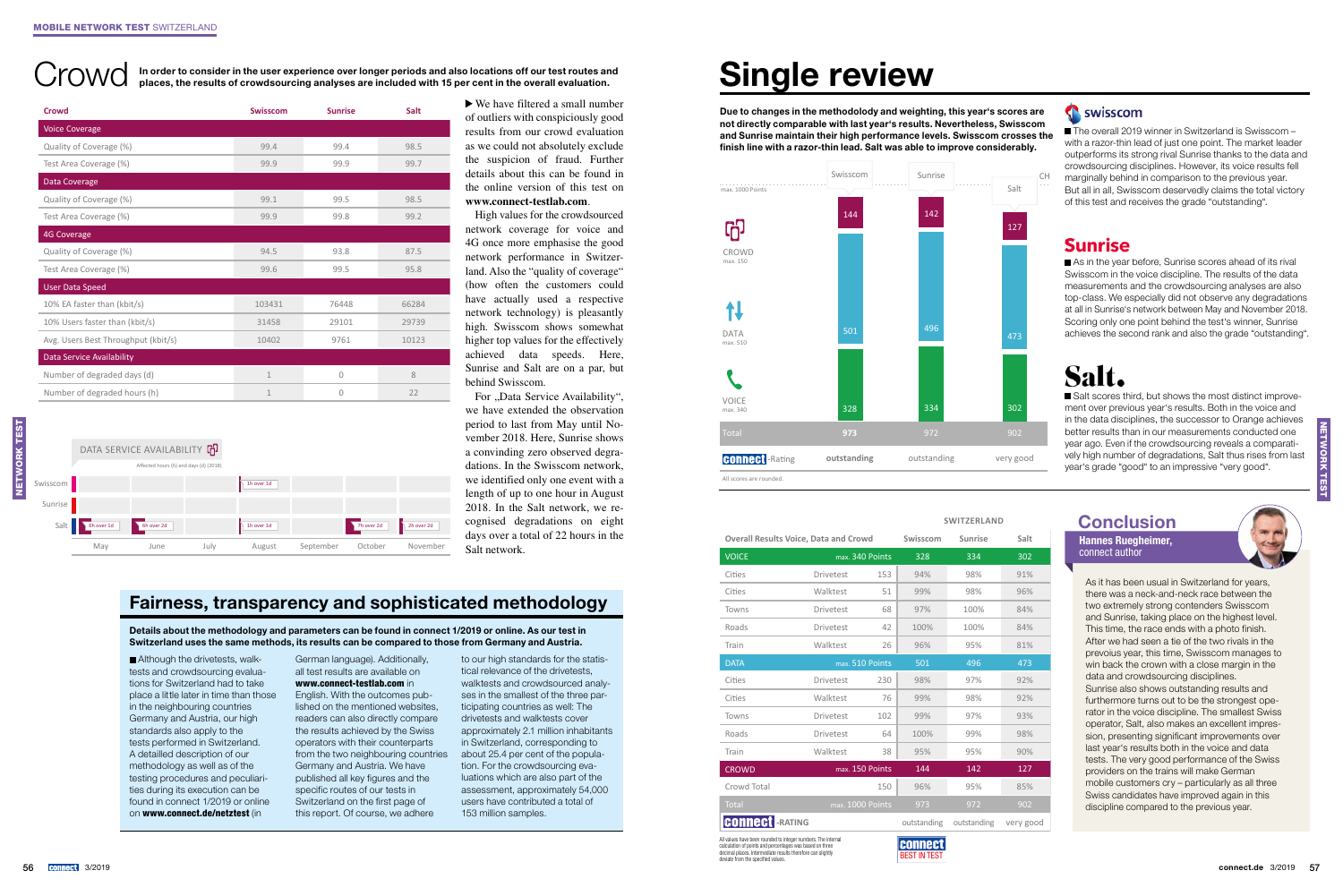# Crowd

**In order to consider in the user experience over longer periods and also locations off our test routes and places, the results of crowdsourcing analyses are included with 15 per cent in the overall evaluation.**

| Crowd | Swisscom | Sunrise | Salt |
|---|---|---|---|
| **Voice Coverage** | | | |
| Quality of Coverage (%) | 99.4 | 99.4 | 98.5 |
| Test Area Coverage (%) | 99.9 | 99.9 | 99.7 |
| **Data Coverage** | | | |
| Quality of Coverage (%) | 99.1 | 99.5 | 98.5 |
| Test Area Coverage (%) | 99.9 | 99.8 | 99.2 |
| **4G Coverage** | | | |
| Quality of Coverage (%) | 94.5 | 93.8 | 87.5 |
| Test Area Coverage (%) | 99.6 | 99.5 | 95.8 |
| **User Data Speed** | | | |
| 10% EA faster than (kbit/s) | 103431 | 76448 | 66284 |
| 10% Users faster than (kbit/s) | 31458 | 29101 | 29739 |
| Avg. Users Best Throughput (kbit/s) | 10402 | 9761 | 10123 |
| **Data Service Availability** | | | |
| Number of degraded days (d) | 1 | 0 | 8 |
| Number of degraded hours (h) | 1 | 0 | 22 |

DATA SERVICE AVAILABILITY

Affected hours (h) and days (d) (2018)

Swisscom
Sunrise
Salt

1h over 1d
6h over 1d
6h over 2d
1h over 1d
7h over 2d
2h over 2d

May June July August September October November

▶ We have filtered a small number of outliers with conspiciously good results from our crowd evaluation as we could not absolutely exclude the suspicion of fraud. Further details about this can be found in the online version of this test on **www.connect-testlab.com**.

High values for the crowdsourced network coverage for voice and 4G once more emphasise the good network performance in Switzerland. Also the "quality of coverage" (how often the customers could have actually used a respective network technology) is pleasantly high. Swisscom shows somewhat higher top values for the effectively achieved data speeds. Here, Sunrise and Salt are on a par, but behind Swisscom.

For „Data Service Availability", we have extended the observation period to last from May until November 2018. Here, Sunrise shows a convincing zero observed degradations. In the Swisscom network, we identified only one event with a length of up to one hour in August 2018. In the Salt network, we recognised degradations on eight days over a total of 22 hours in the Salt network.

## Fairness, transparency and sophisticated methodology

**Details about the methodology and parameters can be found in connect 1/2019 or online. As our test in Switzerland uses the same methods, its results can be compared to those from Germany and Austria.**

■ Although the drivetests, walktests and crowdsourcing evaluations for Switzerland had to take place a little later in time than those in the neighbouring countries Germany and Austria, our high standards also apply to the tests performed in Switzerland. A detailled description of our methodology as well as of the testing procedures and peculiarities during its execution can be found in connect 1/2019 or online on **www.connect.de/netztest** (in German language). Additionally, all test results are available on **www.connect-testlab.com** in English. With the outcomes published on the mentioned websites, readers can also directly compare the results achieved by the Swiss operators with their counterparts from the two neighbouring countries Germany and Austria. We have published all key figures and the specific routes of our tests in Switzerland on the first page of this report. Of course, we adhere to our high standards for the statistical relevance of the drivetests, walktests and crowdsourced analyses in the smallest of the three participating countries as well: The drivetests and walktests cover approximately 2.1 million inhabitants in Switzerland, corresponding to about 25.4 per cent of the population. For the crowdsourcing evaluations which are also part of the assessment, approximately 54,000 users have contributed a total of 153 million samples.

# Single review

**Due to changes in the methodology and weighting, this year's scores are not directly comparable with last year's results. Nevertheless, Swisscom and Sunrise maintain their high performance levels. Swisscom crosses the finish line with a razor-thin lead. Salt was able to improve considerably.**

CH
max. 1000 Points
Swisscom Sunrise Salt

CROWD max. 150: 144 142 127
DATA max. 510: 501 496 473
VOICE max. 340: 328 334 302
Total: 973 972 902
connect-Rating: outstanding outstanding very good

All scores are rounded.

| Overall Results Voice, Data and Crowd | | | Swisscom | Sunrise | Salt |
|---|---|---|---|---|---|
| **VOICE** | | max. 340 Points | 328 | 334 | 302 |
| Cities | Drivetest | 153 | 94% | 98% | 91% |
| Cities | Walktest | 51 | 99% | 98% | 96% |
| Towns | Drivetest | 68 | 97% | 100% | 84% |
| Roads | Drivetest | 42 | 100% | 100% | 84% |
| Train | Walktest | 26 | 96% | 95% | 81% |
| **DATA** | | max. 510 Points | 501 | 496 | 473 |
| Cities | Drivetest | 230 | 98% | 97% | 92% |
| Cities | Walktest | 76 | 99% | 98% | 92% |
| Towns | Drivetest | 102 | 99% | 97% | 93% |
| Roads | Drivetest | 64 | 100% | 99% | 98% |
| Train | Walktest | 38 | 95% | 95% | 90% |
| **CROWD** | | max. 150 Points | 144 | 142 | 127 |
| Crowd Total | | 150 | 96% | 95% | 85% |
| **Total** | | max. 1000 Points | 973 | 972 | 902 |
| connect-RATING | | | outstanding | outstanding | very good |

All values have been rounded to integer numbers. The internal calculation of points and percentages was based on three decimal places. Intermediate results therefore can slightly deviate from the specified values.

### swisscom

■ The overall 2019 winner in Switzerland is Swisscom – with a razor-thin lead of just one point. The market leader outperforms its strong rival Sunrise thanks to the data and crowdsourcing disciplines. However, its voice results fell marginally behind in comparison to the previous year. But all in all, Swisscom deservedly claims the total victory of this test and receives the grade "outstanding".

### Sunrise

■ As in the year before, Sunrise scores ahead of its rival Swisscom in the voice discipline. The results of the data measurements and the crowdsourcing analyses are also top-class. We especially did not observe any degradations at all in Sunrise's network between May and November 2018. Scoring only one point behind the test's winner, Sunrise achieves the second rank and also the grade "outstanding".

### Salt.

■ Salt scores third, but shows the most distinct improvement over previous year's results. Both in the voice and in the data disciplines, the successor to Orange achieves better results than in our measurements conducted one year ago. Even if the crowdsourcing reveals a comparatively higher number of degradations, Salt thus rises from last year's grade "good" to an impressive "very good".

## Conclusion

**Hannes Ruegheimer,**
connect author

As it has been usual in Switzerland for years, there was a neck-and-neck race between the two extremely strong contenders Swisscom and Sunrise, taking place on the highest level. This time, the race ends with a photo finish. After we had seen a tie of the two rivals in the prevous year, this time, Swisscom manages to win back the crown with a close margin in the data and crowdsourcing disciplines.

Sunrise also shows outstanding results and furthermore turns out to be the strongest operator in the voice discipline. The smallest Swiss operator, Salt, also makes an excellent impression, presenting significant improvements over last year's results both in the voice and data tests. The very good performance of the Swiss providers on the trains will make German mobile customers cry – particularly as all three Swiss candidates have improved again in this discipline compared to the previous year.

connect BEST IN TEST